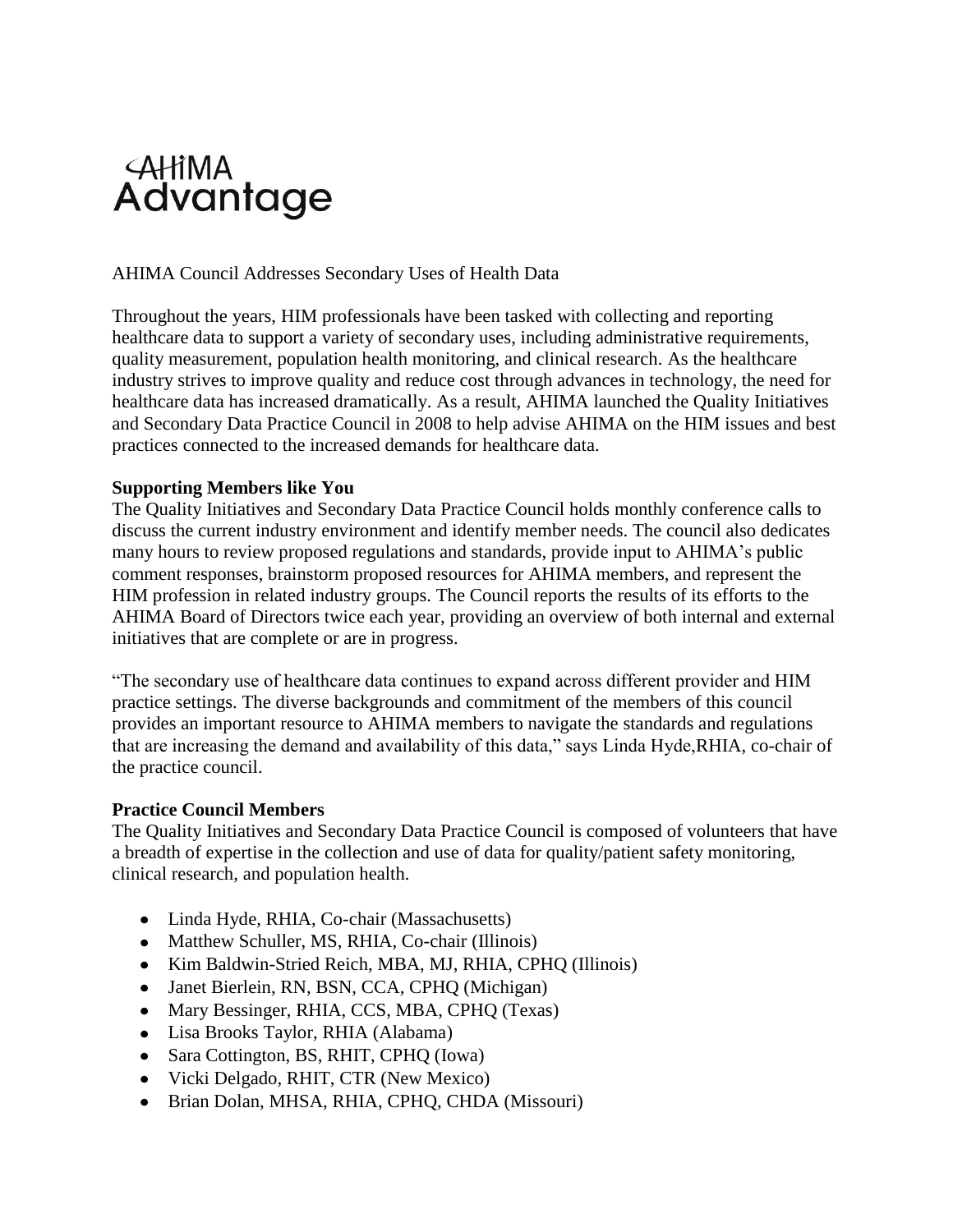# AHIMA Advantage

AHIMA Council Addresses Secondary Uses of Health Data

Throughout the years, HIM professionals have been tasked with collecting and reporting healthcare data to support a variety of secondary uses, including administrative requirements, quality measurement, population health monitoring, and clinical research. As the healthcare industry strives to improve quality and reduce cost through advances in technology, the need for healthcare data has increased dramatically. As a result, AHIMA launched the Quality Initiatives and Secondary Data Practice Council in 2008 to help advise AHIMA on the HIM issues and best practices connected to the increased demands for healthcare data.

**Supporting Members like You**

The Quality Initiatives and Secondary Data Practice Council holds monthly conference calls to discuss the current industry environment and identify member needs. The council also dedicates many hours to review proposed regulations and standards, provide input to AHIMA's public comment responses, brainstorm proposed resources for AHIMA members, and represent the HIM profession in related industry groups. The Council reports the results of its efforts to the AHIMA Board of Directors twice each year, providing an overview of both internal and external initiatives that are complete or are in progress.

"The secondary use of healthcare data continues to expand across different provider and HIM practice settings. The diverse backgrounds and commitment of the members of this council provides an important resource to AHIMA members to navigate the standards and regulations that are increasing the demand and availability of this data," says Linda Hyde,RHIA, co-chair of the practice council.

**Practice Council Members**

The Quality Initiatives and Secondary Data Practice Council is composed of volunteers that have a breadth of expertise in the collection and use of data for quality/patient safety monitoring, clinical research, and population health.

- Linda Hyde, RHIA, Co-chair (Massachusetts)
- Matthew Schuller, MS, RHIA, Co-chair (Illinois)
- Kim Baldwin-Stried Reich, MBA, MJ, RHIA, CPHQ (Illinois)
- Janet Bierlein, RN, BSN, CCA, CPHQ (Michigan)
- Mary Bessinger, RHIA, CCS, MBA, CPHQ (Texas)
- Lisa Brooks Taylor, RHIA (Alabama)
- Sara Cottington, BS, RHIT, CPHQ (Iowa)
- Vicki Delgado, RHIT, CTR (New Mexico)
- Brian Dolan, MHSA, RHIA, CPHQ, CHDA (Missouri)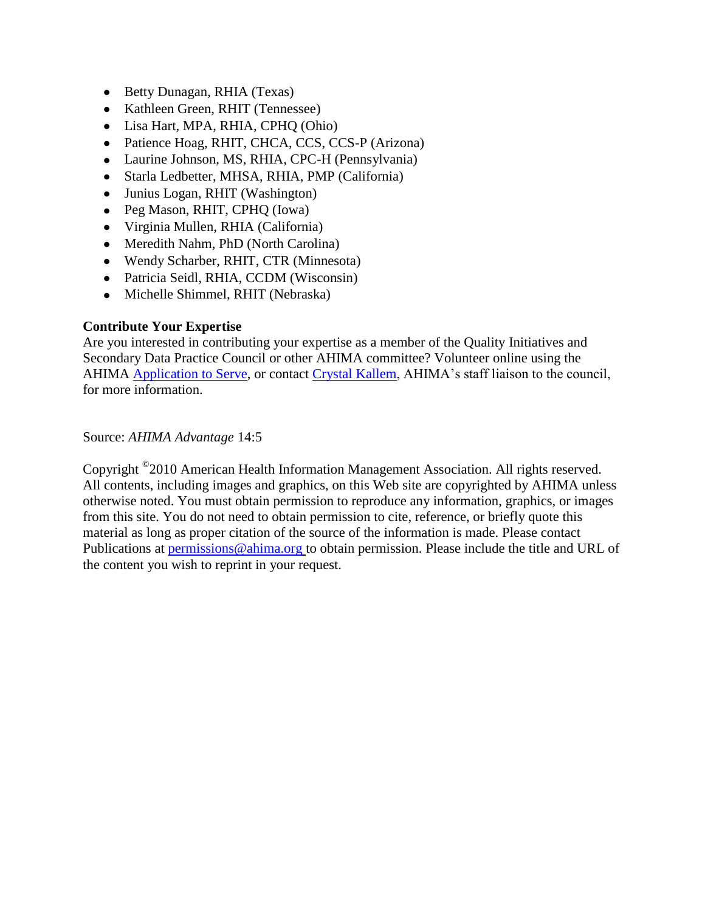- Betty Dunagan, RHIA (Texas)
- Kathleen Green, RHIT (Tennessee)
- Lisa Hart, MPA, RHIA, CPHQ (Ohio)
- Patience Hoag, RHIT, CHCA, CCS, CCS-P (Arizona)
- Laurine Johnson, MS, RHIA, CPC-H (Pennsylvania)
- Starla Ledbetter, MHSA, RHIA, PMP (California)
- Junius Logan, RHIT (Washington)
- Peg Mason, RHIT, CPHQ (Iowa)
- Virginia Mullen, RHIA (California)
- Meredith Nahm, PhD (North Carolina)
- Wendy Scharber, RHIT, CTR (Minnesota)
- Patricia Seidl, RHIA, CCDM (Wisconsin)
- Michelle Shimmel, RHIT (Nebraska)

**Contribute Your Expertise**

Are you interested in contributing your expertise as a member of the Quality Initiatives and Secondary Data Practice Council or other AHIMA committee? Volunteer online using the AHIMA Application to Serve, or contact Crystal Kallem, AHIMA's staff liaison to the council, for more information.

Source: *AHIMA Advantage* 14:5

Copyright ©2010 American Health Information Management Association. All rights reserved. All contents, including images and graphics, on this Web site are copyrighted by AHIMA unless otherwise noted. You must obtain permission to reproduce any information, graphics, or images from this site. You do not need to obtain permission to cite, reference, or briefly quote this material as long as proper citation of the source of the information is made. Please contact Publications at permissions@ahima.org to obtain permission. Please include the title and URL of the content you wish to reprint in your request.